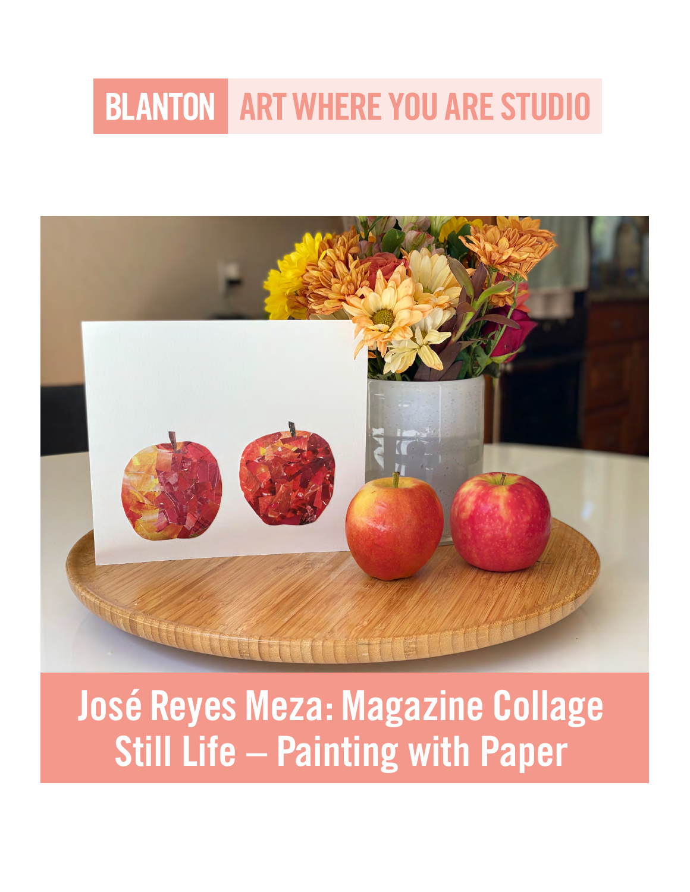BLANTON ART WHERE YOU ARE STUDIO

# José Reyes Meza: Magazine Collage Still Life – Painting with Paper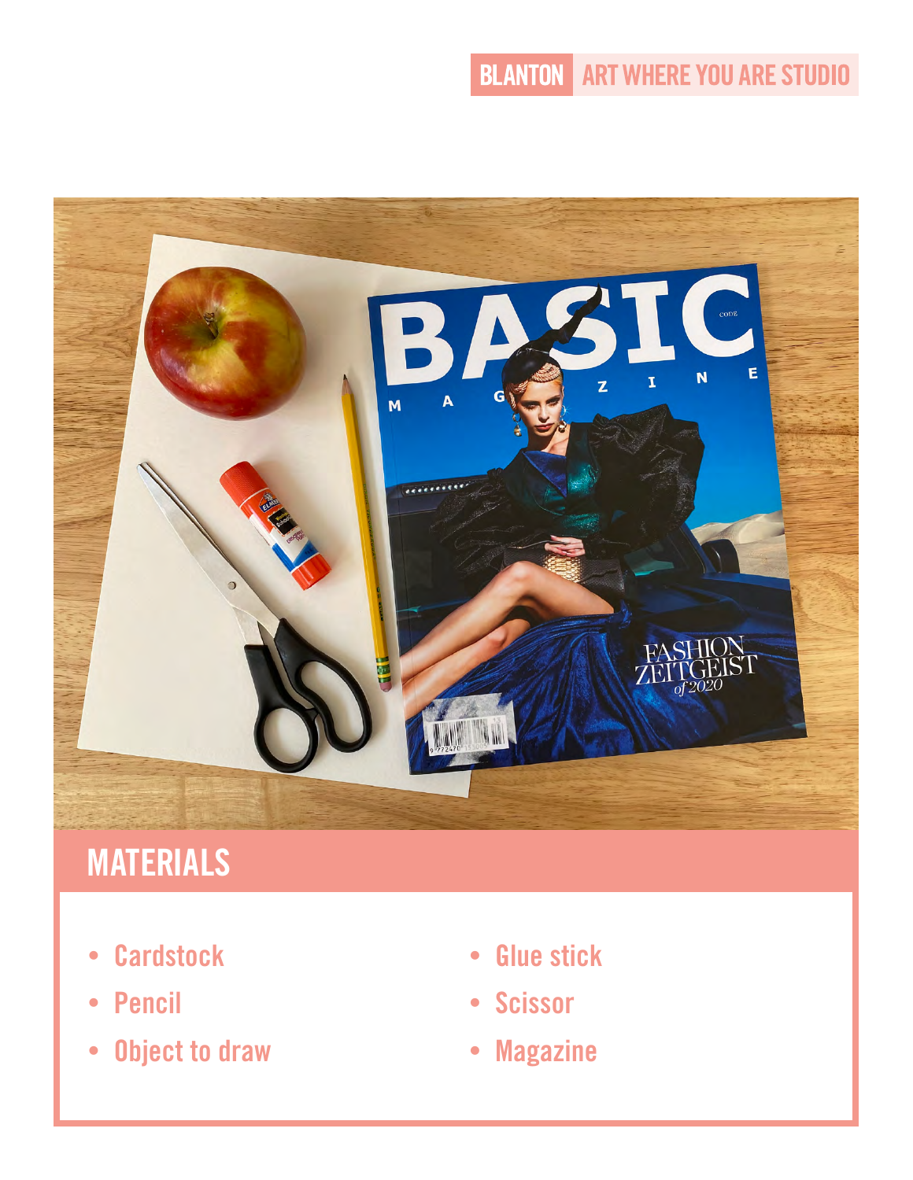## MATERIALS

- Cardstock
- Pencil
- Object to draw
- Glue stick
- Scissor
- Magazine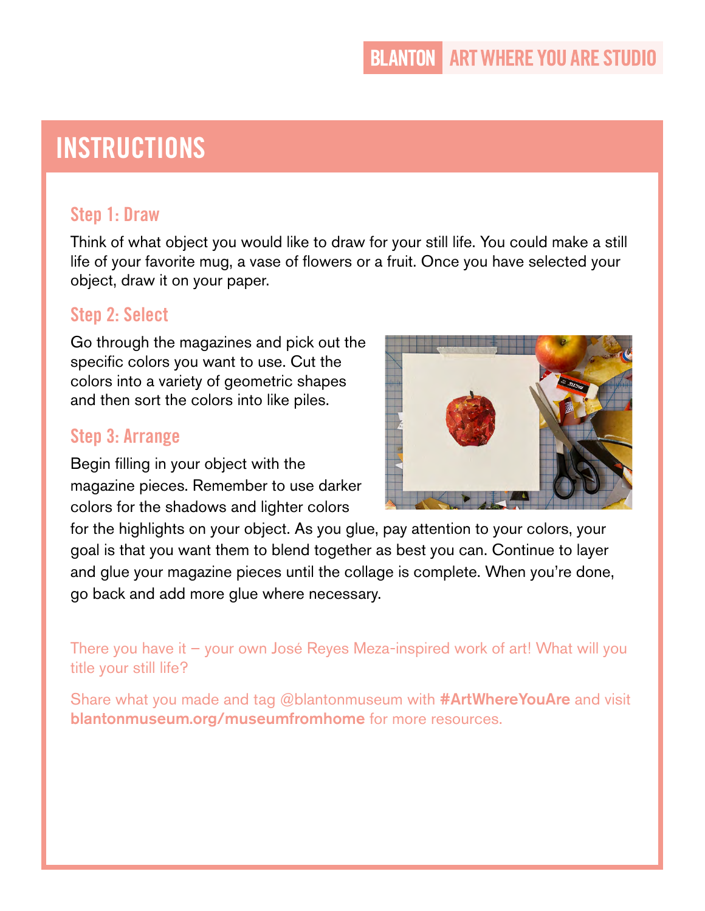# INSTRUCTIONS

### Step 1: Draw

Think of what object you would like to draw for your still life. You could make a still life of your favorite mug, a vase of flowers or a fruit. Once you have selected your object, draw it on your paper.

### Step 2: Select

Go through the magazines and pick out the specific colors you want to use. Cut the colors into a variety of geometric shapes and then sort the colors into like piles.

### Step 3: Arrange

Begin filling in your object with the magazine pieces. Remember to use darker colors for the shadows and lighter colors for the highlights on your object. As you glue, pay attention to your colors, your goal is that you want them to blend together as best you can. Continue to layer and glue your magazine pieces until the collage is complete. When you're done, go back and add more glue where necessary.

There you have it – your own José Reyes Meza-inspired work of art! What will you title your still life?

Share what you made and tag @blantonmuseum with **#ArtWhereYouAre** and visit **blantonmuseum.org/museumfromhome** for more resources.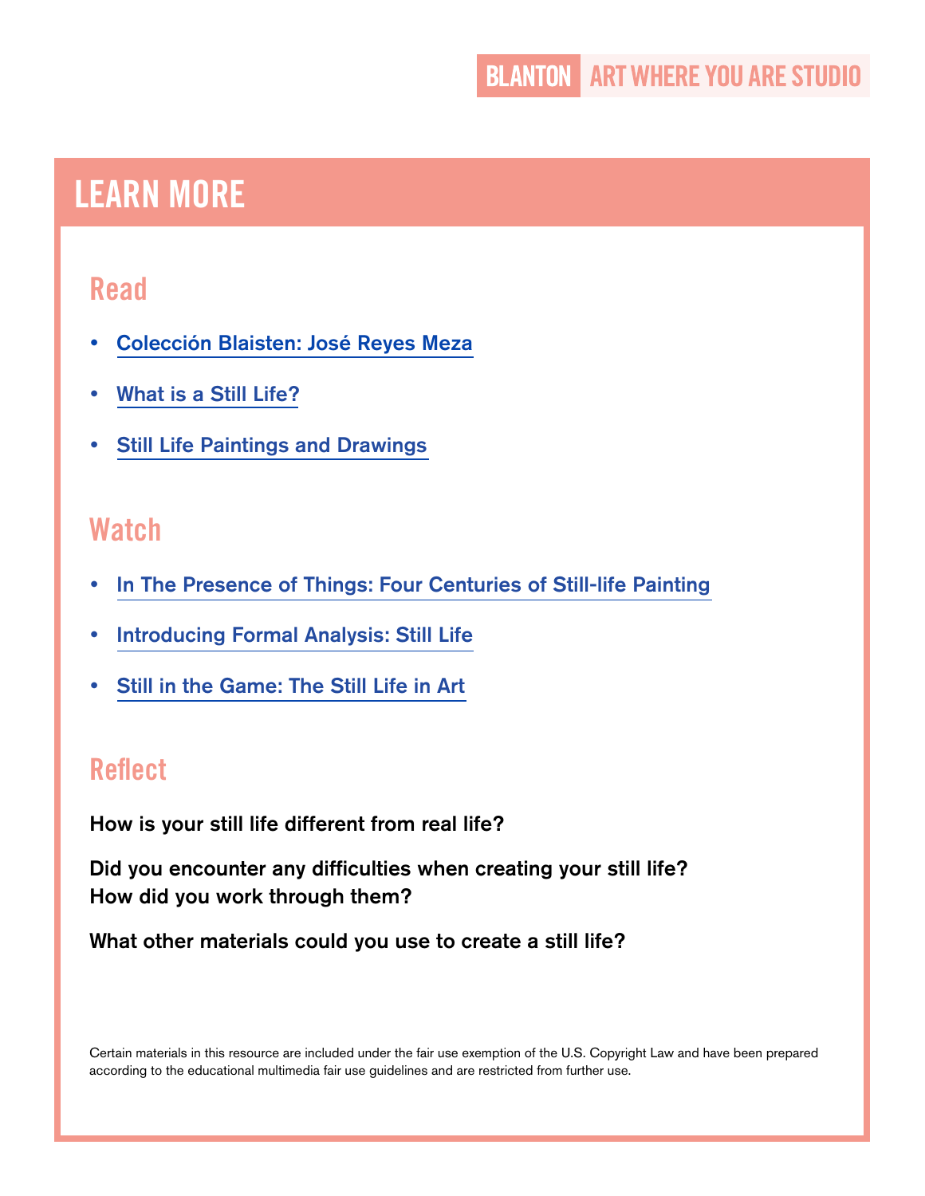# LEARN MORE

## Read

- Colección Blaisten: José Reyes Meza
- What is a Still Life?
- Still Life Paintings and Drawings

## Watch

- In The Presence of Things: Four Centuries of Still-life Painting
- Introducing Formal Analysis: Still Life
- Still in the Game: The Still Life in Art

## Reflect

**How is your still life different from real life?**

**Did you encounter any difficulties when creating your still life? How did you work through them?**

**What other materials could you use to create a still life?**

Certain materials in this resource are included under the fair use exemption of the U.S. Copyright Law and have been prepared according to the educational multimedia fair use guidelines and are restricted from further use.